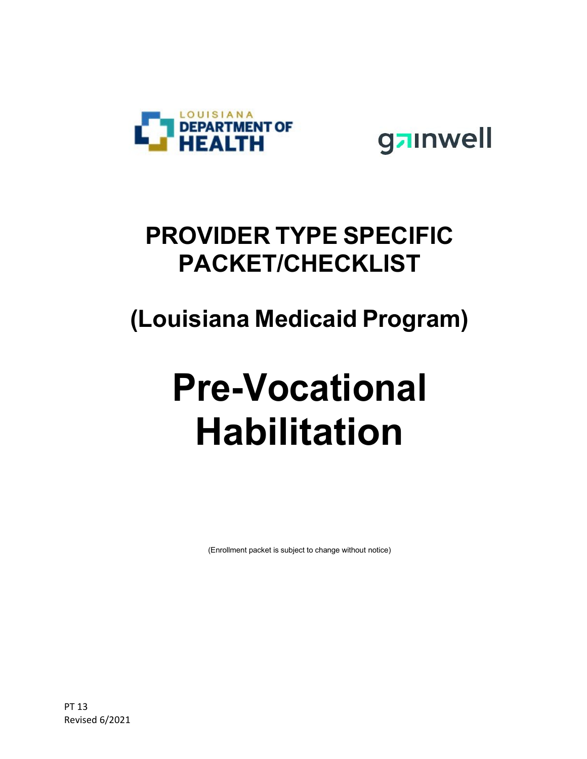LOUISIANA DEPARTMENT OF HEALTH

gainwell

# PROVIDER TYPE SPECIFIC PACKET/CHECKLIST

## (Louisiana Medicaid Program)

# Pre-Vocational Habilitation

(Enrollment packet is subject to change without notice)

PT 13
Revised 6/2021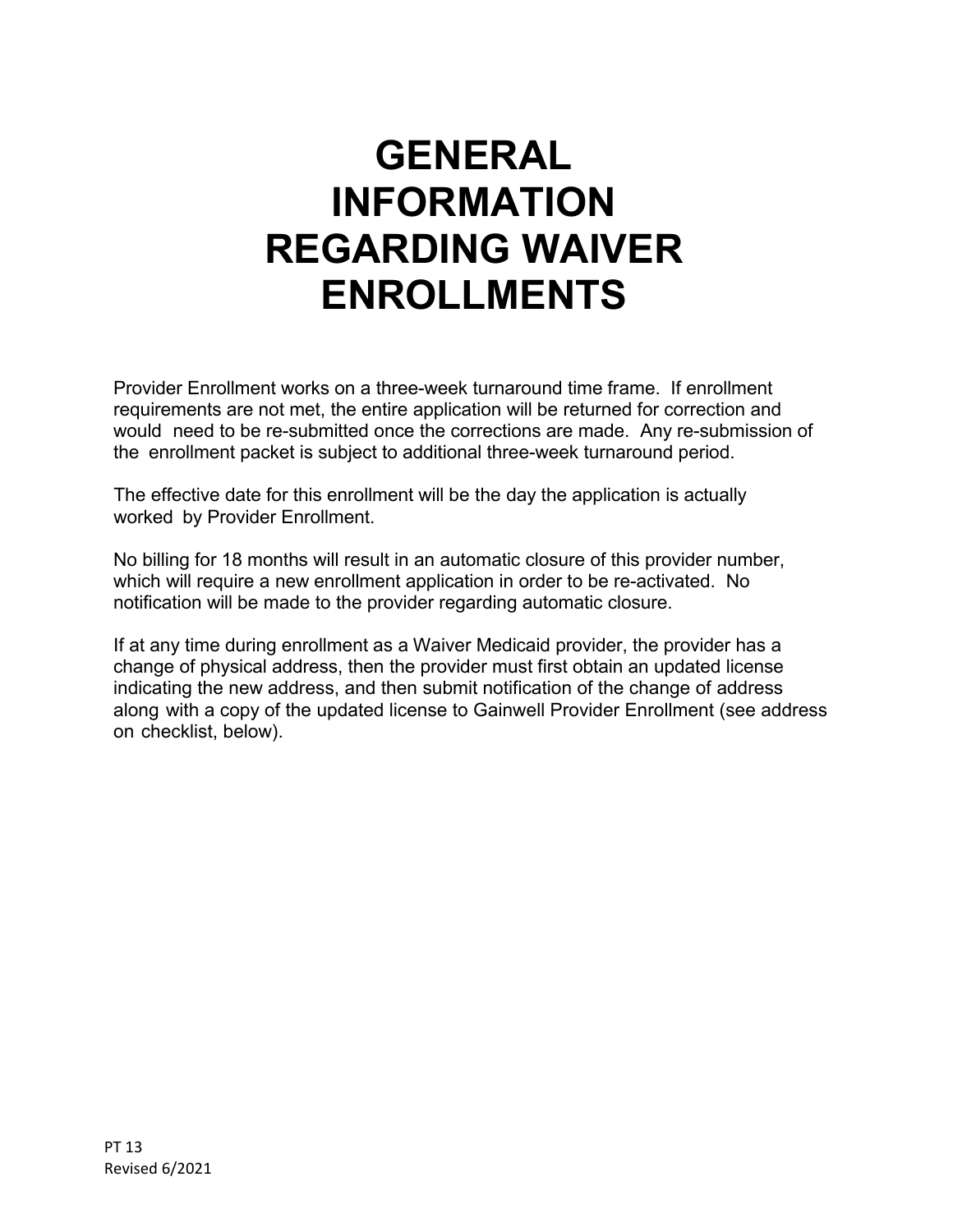# GENERAL INFORMATION REGARDING WAIVER ENROLLMENTS

Provider Enrollment works on a three-week turnaround time frame. If enrollment requirements are not met, the entire application will be returned for correction and would need to be re-submitted once the corrections are made. Any re-submission of the enrollment packet is subject to additional three-week turnaround period.

The effective date for this enrollment will be the day the application is actually worked by Provider Enrollment.

No billing for 18 months will result in an automatic closure of this provider number, which will require a new enrollment application in order to be re-activated. No notification will be made to the provider regarding automatic closure.

If at any time during enrollment as a Waiver Medicaid provider, the provider has a change of physical address, then the provider must first obtain an updated license indicating the new address, and then submit notification of the change of address along with a copy of the updated license to Gainwell Provider Enrollment (see address on checklist, below).

PT 13
Revised 6/2021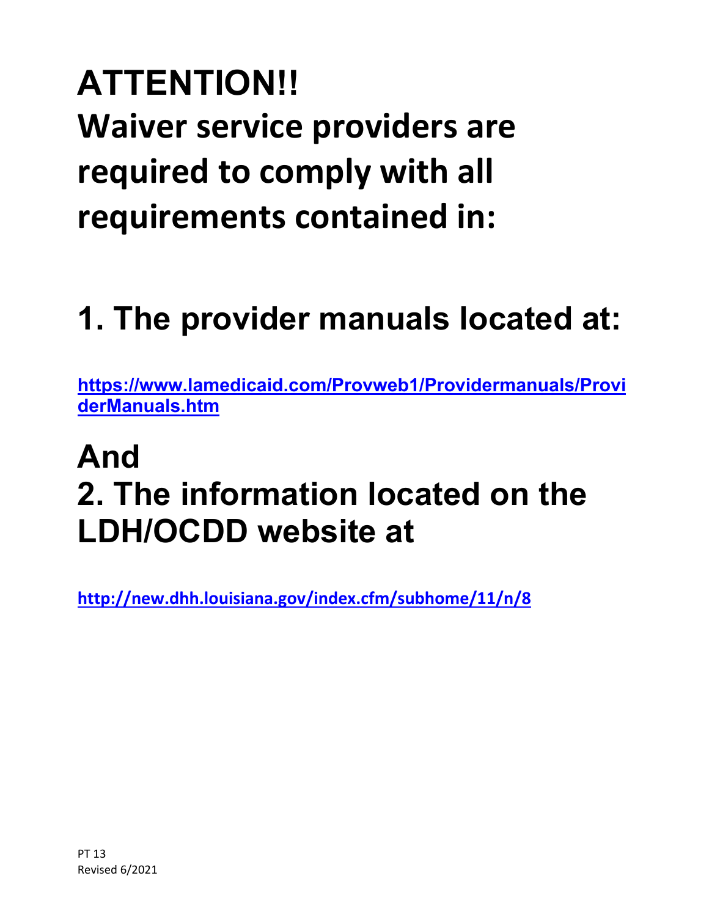# ATTENTION!!

# Waiver service providers are required to comply with all requirements contained in:

# 1. The provider manuals located at:

**https://www.lamedicaid.com/Provweb1/Providermanuals/ProviderManuals.htm**

# And

# 2. The information located on the LDH/OCDD website at

**http://new.dhh.louisiana.gov/index.cfm/subhome/11/n/8**

PT 13
Revised 6/2021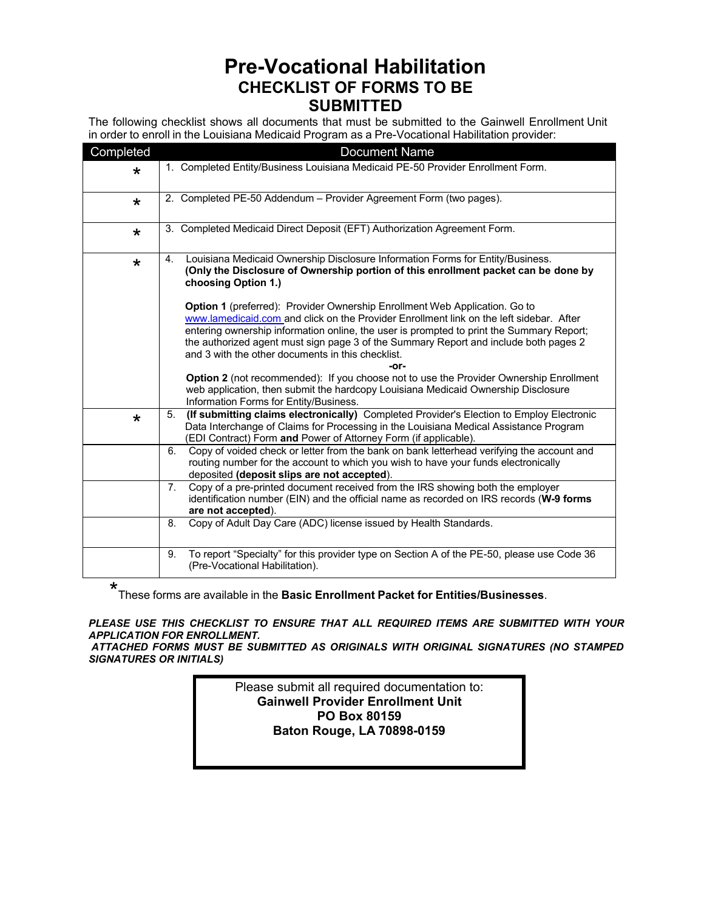# Pre-Vocational Habilitation

## CHECKLIST OF FORMS TO BE SUBMITTED

The following checklist shows all documents that must be submitted to the Gainwell Enrollment Unit in order to enroll in the Louisiana Medicaid Program as a Pre-Vocational Habilitation provider:

| Completed | Document Name |
|---|---|
| * | 1. Completed Entity/Business Louisiana Medicaid PE-50 Provider Enrollment Form. |
| * | 2. Completed PE-50 Addendum – Provider Agreement Form (two pages). |
| * | 3. Completed Medicaid Direct Deposit (EFT) Authorization Agreement Form. |
| * | 4. Louisiana Medicaid Ownership Disclosure Information Forms for Entity/Business. **(Only the Disclosure of Ownership portion of this enrollment packet can be done by choosing Option 1.)**<br><br>**Option 1** (preferred): Provider Ownership Enrollment Web Application. Go to www.lamedicaid.com and click on the Provider Enrollment link on the left sidebar. After entering ownership information online, the user is prompted to print the Summary Report; the authorized agent must sign page 3 of the Summary Report and include both pages 2 and 3 with the other documents in this checklist.<br>**-or-**<br>**Option 2** (not recommended): If you choose not to use the Provider Ownership Enrollment web application, then submit the hardcopy Louisiana Medicaid Ownership Disclosure Information Forms for Entity/Business. |
| * | 5. **(If submitting claims electronically)** Completed Provider's Election to Employ Electronic Data Interchange of Claims for Processing in the Louisiana Medical Assistance Program (EDI Contract) Form **and** Power of Attorney Form (if applicable). |
| | 6. Copy of voided check or letter from the bank on bank letterhead verifying the account and routing number for the account to which you wish to have your funds electronically deposited **(deposit slips are not accepted)**. |
| | 7. Copy of a pre-printed document received from the IRS showing both the employer identification number (EIN) and the official name as recorded on IRS records (**W-9 forms are not accepted**). |
| | 8. Copy of Adult Day Care (ADC) license issued by Health Standards. |
| | 9. To report "Specialty" for this provider type on Section A of the PE-50, please use Code 36 (Pre-Vocational Habilitation). |

*These forms are available in the **Basic Enrollment Packet for Entities/Businesses**.

***PLEASE USE THIS CHECKLIST TO ENSURE THAT ALL REQUIRED ITEMS ARE SUBMITTED WITH YOUR APPLICATION FOR ENROLLMENT.***

***ATTACHED FORMS MUST BE SUBMITTED AS ORIGINALS WITH ORIGINAL SIGNATURES (NO STAMPED SIGNATURES OR INITIALS)***

Please submit all required documentation to:
**Gainwell Provider Enrollment Unit**
**PO Box 80159**
**Baton Rouge, LA 70898-0159**